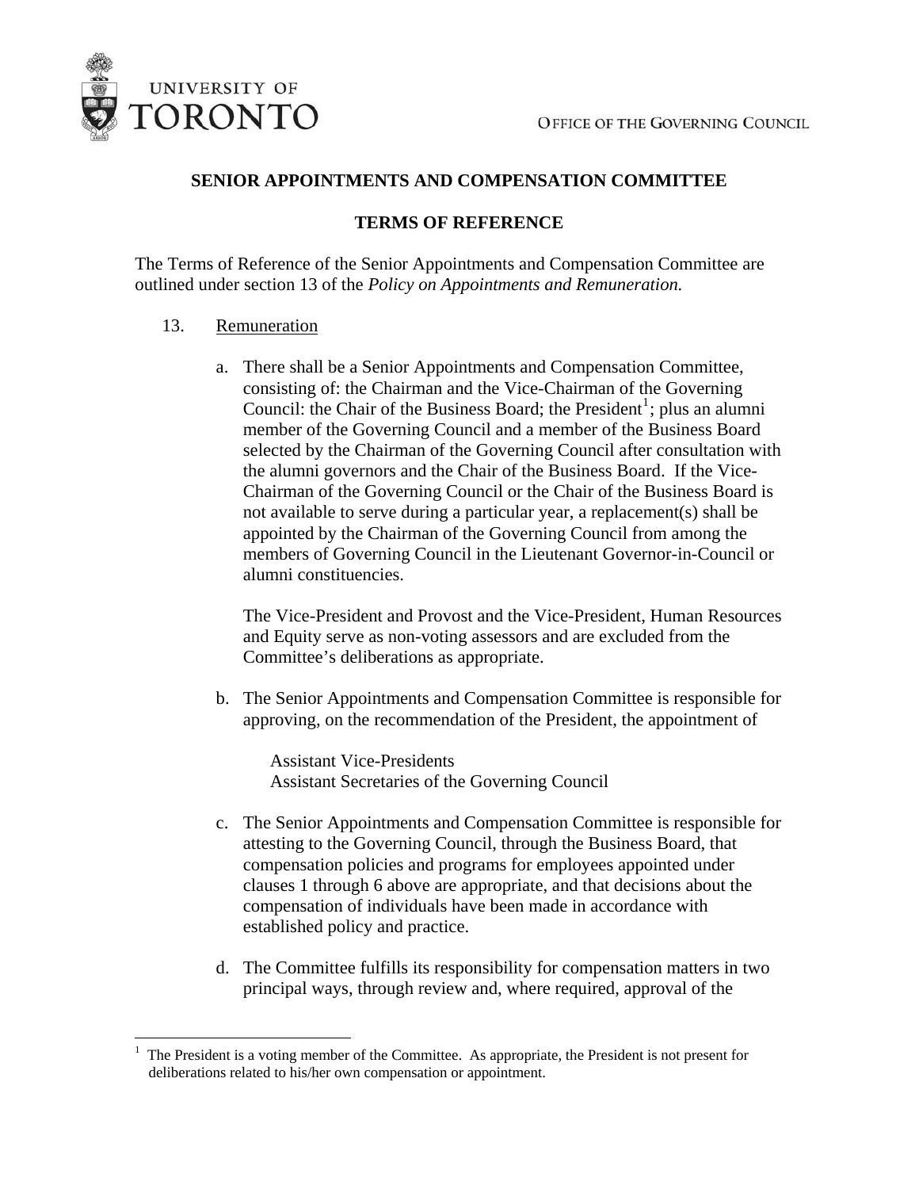UNIVERSITY OF TORONTO

OFFICE OF THE GOVERNING COUNCIL

## SENIOR APPOINTMENTS AND COMPENSATION COMMITTEE

## TERMS OF REFERENCE

The Terms of Reference of the Senior Appointments and Compensation Committee are outlined under section 13 of the *Policy on Appointments and Remuneration.*

13. Remuneration

   a. There shall be a Senior Appointments and Compensation Committee, consisting of: the Chairman and the Vice-Chairman of the Governing Council: the Chair of the Business Board; the President[1]; plus an alumni member of the Governing Council and a member of the Business Board selected by the Chairman of the Governing Council after consultation with the alumni governors and the Chair of the Business Board. If the Vice-Chairman of the Governing Council or the Chair of the Business Board is not available to serve during a particular year, a replacement(s) shall be appointed by the Chairman of the Governing Council from among the members of Governing Council in the Lieutenant Governor-in-Council or alumni constituencies.

      The Vice-President and Provost and the Vice-President, Human Resources and Equity serve as non-voting assessors and are excluded from the Committee's deliberations as appropriate.

   b. The Senior Appointments and Compensation Committee is responsible for approving, on the recommendation of the President, the appointment of

      Assistant Vice-Presidents
      Assistant Secretaries of the Governing Council

   c. The Senior Appointments and Compensation Committee is responsible for attesting to the Governing Council, through the Business Board, that compensation policies and programs for employees appointed under clauses 1 through 6 above are appropriate, and that decisions about the compensation of individuals have been made in accordance with established policy and practice.

   d. The Committee fulfills its responsibility for compensation matters in two principal ways, through review and, where required, approval of the

---

[1] The President is a voting member of the Committee. As appropriate, the President is not present for deliberations related to his/her own compensation or appointment.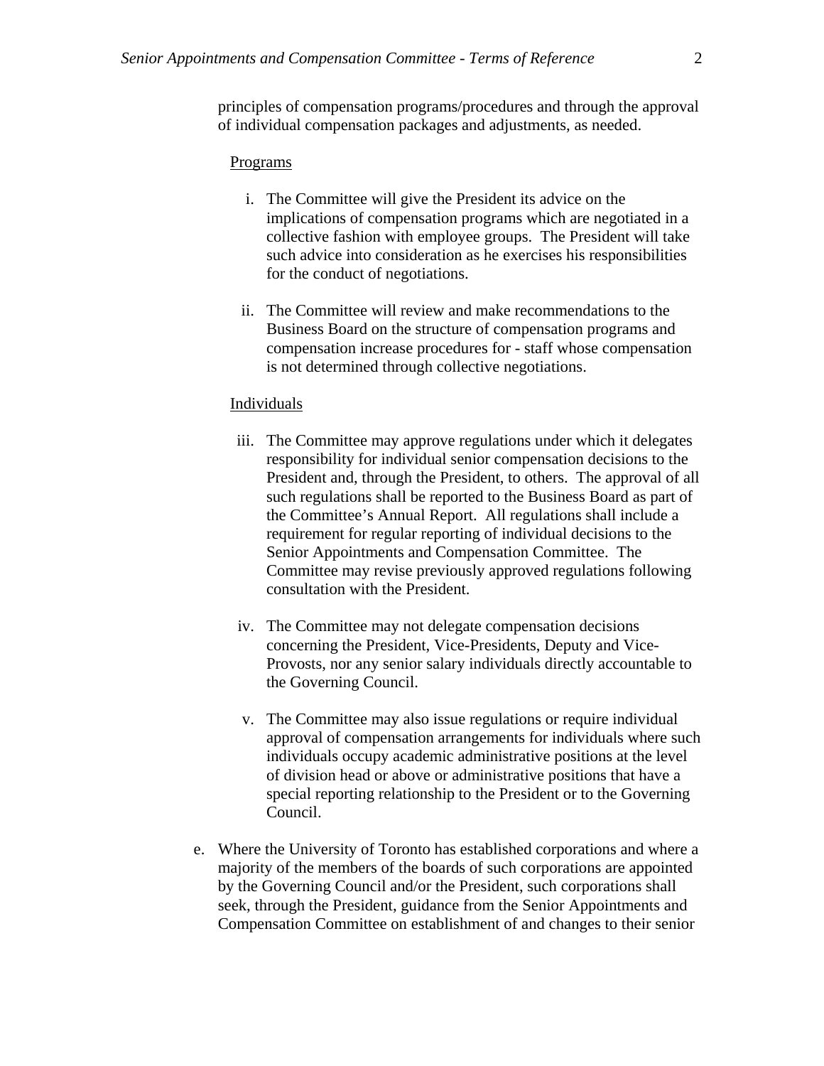principles of compensation programs/procedures and through the approval of individual compensation packages and adjustments, as needed.

<u>Programs</u>

i. The Committee will give the President its advice on the implications of compensation programs which are negotiated in a collective fashion with employee groups. The President will take such advice into consideration as he exercises his responsibilities for the conduct of negotiations.

ii. The Committee will review and make recommendations to the Business Board on the structure of compensation programs and compensation increase procedures for - staff whose compensation is not determined through collective negotiations.

<u>Individuals</u>

iii. The Committee may approve regulations under which it delegates responsibility for individual senior compensation decisions to the President and, through the President, to others. The approval of all such regulations shall be reported to the Business Board as part of the Committee's Annual Report. All regulations shall include a requirement for regular reporting of individual decisions to the Senior Appointments and Compensation Committee. The Committee may revise previously approved regulations following consultation with the President.

iv. The Committee may not delegate compensation decisions concerning the President, Vice-Presidents, Deputy and Vice-Provosts, nor any senior salary individuals directly accountable to the Governing Council.

v. The Committee may also issue regulations or require individual approval of compensation arrangements for individuals where such individuals occupy academic administrative positions at the level of division head or above or administrative positions that have a special reporting relationship to the President or to the Governing Council.

e. Where the University of Toronto has established corporations and where a majority of the members of the boards of such corporations are appointed by the Governing Council and/or the President, such corporations shall seek, through the President, guidance from the Senior Appointments and Compensation Committee on establishment of and changes to their senior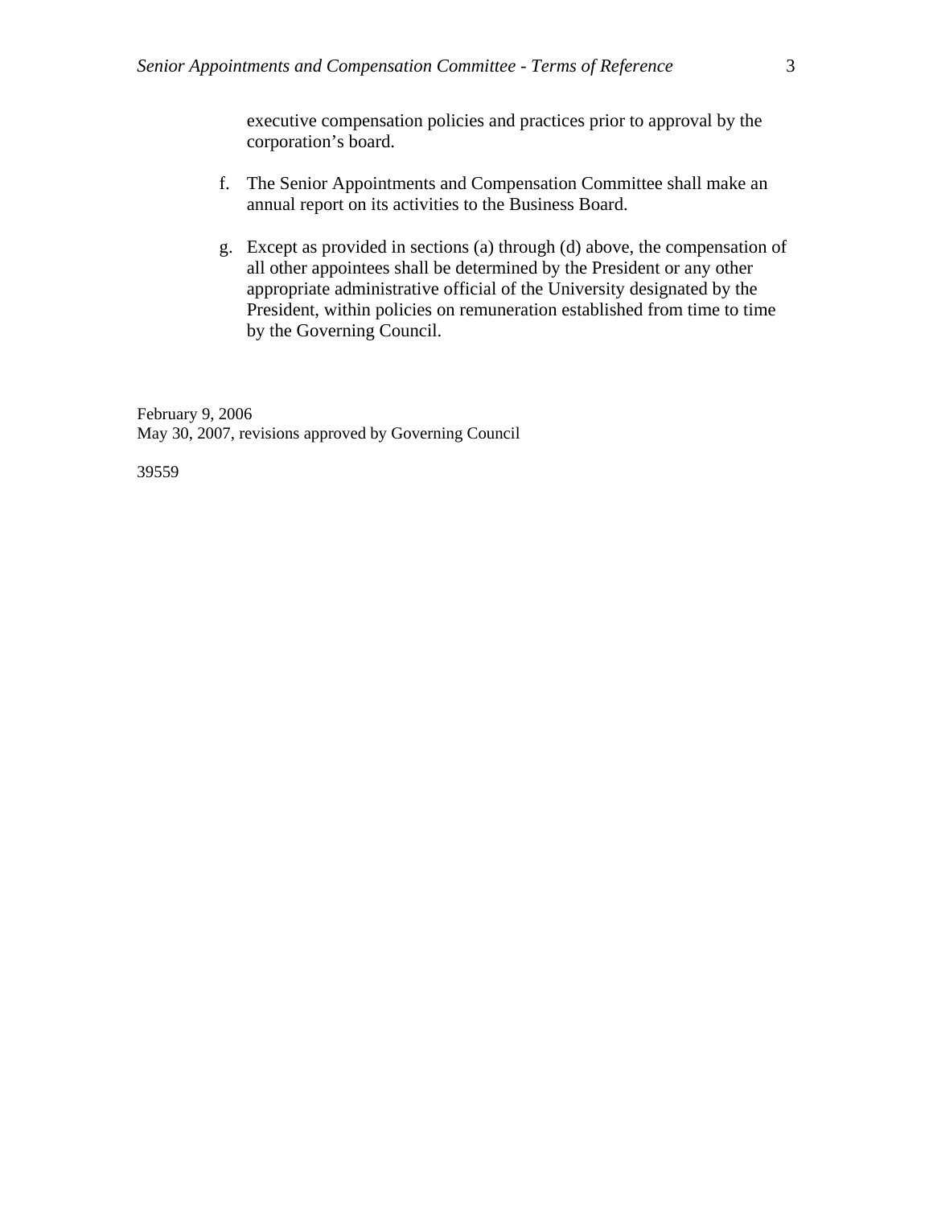executive compensation policies and practices prior to approval by the corporation's board.

f. The Senior Appointments and Compensation Committee shall make an annual report on its activities to the Business Board.

g. Except as provided in sections (a) through (d) above, the compensation of all other appointees shall be determined by the President or any other appropriate administrative official of the University designated by the President, within policies on remuneration established from time to time by the Governing Council.

February 9, 2006
May 30, 2007, revisions approved by Governing Council

39559